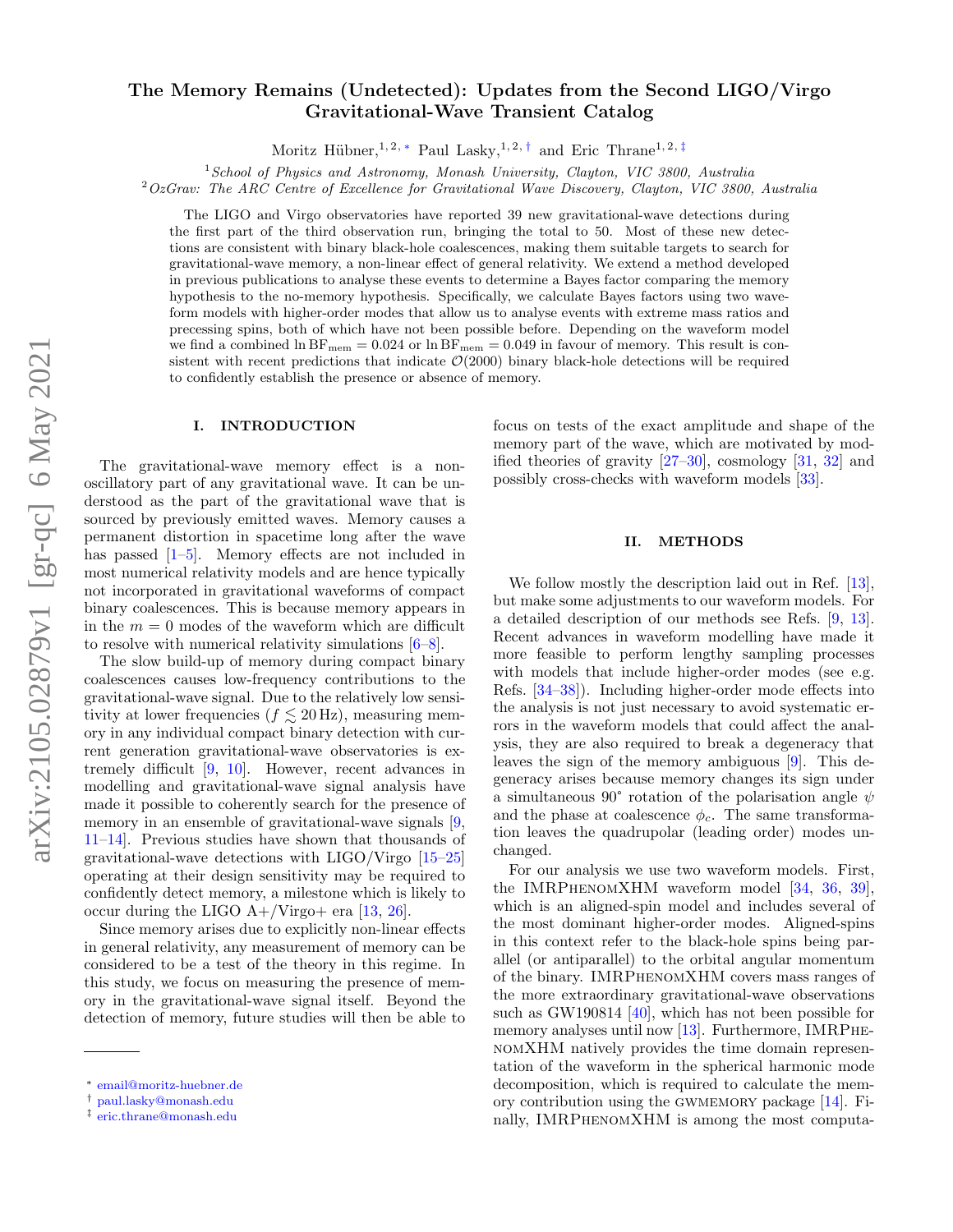# The Memory Remains (Undetected): Updates from the Second LIGO/Virgo Gravitational-Wave Transient Catalog

Moritz Hübner,[1,2,*] Paul Lasky,[1,2,†] and Eric Thrane[1,2,‡]

[1] *School of Physics and Astronomy, Monash University, Clayton, VIC 3800, Australia*
[2] *OzGrav: The ARC Centre of Excellence for Gravitational Wave Discovery, Clayton, VIC 3800, Australia*

The LIGO and Virgo observatories have reported 39 new gravitational-wave detections during the first part of the third observation run, bringing the total to 50. Most of these new detections are consistent with binary black-hole coalescences, making them suitable targets to search for gravitational-wave memory, a non-linear effect of general relativity. We extend a method developed in previous publications to analyse these events to determine a Bayes factor comparing the memory hypothesis to the no-memory hypothesis. Specifically, we calculate Bayes factors using two waveform models with higher-order modes that allow us to analyse events with extreme mass ratios and precessing spins, both of which have not been possible before. Depending on the waveform model we find a combined $\ln \mathrm{BF}_{\mathrm{mem}} = 0.024$ or $\ln \mathrm{BF}_{\mathrm{mem}} = 0.049$ in favour of memory. This result is consistent with recent predictions that indicate $\mathcal{O}(2000)$ binary black-hole detections will be required to confidently establish the presence or absence of memory.

## I. INTRODUCTION

The gravitational-wave memory effect is a non-oscillatory part of any gravitational wave. It can be understood as the part of the gravitational wave that is sourced by previously emitted waves. Memory causes a permanent distortion in spacetime long after the wave has passed [1–5]. Memory effects are not included in most numerical relativity models and are hence typically not incorporated in gravitational waveforms of compact binary coalescences. This is because memory appears in in the $m = 0$ modes of the waveform which are difficult to resolve with numerical relativity simulations [6–8].

The slow build-up of memory during compact binary coalescences causes low-frequency contributions to the gravitational-wave signal. Due to the relatively low sensitivity at lower frequencies ($f \lesssim 20\,\mathrm{Hz}$), measuring memory in any individual compact binary detection with current generation gravitational-wave observatories is extremely difficult [9, 10]. However, recent advances in modelling and gravitational-wave signal analysis have made it possible to coherently search for the presence of memory in an ensemble of gravitational-wave signals [9, 11–14]. Previous studies have shown that thousands of gravitational-wave detections with LIGO/Virgo [15–25] operating at their design sensitivity may be required to confidently detect memory, a milestone which is likely to occur during the LIGO A+/Virgo+ era [13, 26].

Since memory arises due to explicitly non-linear effects in general relativity, any measurement of memory can be considered to be a test of the theory in this regime. In this study, we focus on measuring the presence of memory in the gravitational-wave signal itself. Beyond the detection of memory, future studies will then be able to focus on tests of the exact amplitude and shape of the memory part of the wave, which are motivated by modified theories of gravity [27–30], cosmology [31, 32] and possibly cross-checks with waveform models [33].

## II. METHODS

We follow mostly the description laid out in Ref. [13], but make some adjustments to our waveform models. For a detailed description of our methods see Refs. [9, 13]. Recent advances in waveform modelling have made it more feasible to perform lengthy sampling processes with models that include higher-order modes (see e.g. Refs. [34–38]). Including higher-order mode effects into the analysis is not just necessary to avoid systematic errors in the waveform models that could affect the analysis, they are also required to break a degeneracy that leaves the sign of the memory ambiguous [9]. This degeneracy arises because memory changes its sign under a simultaneous 90° rotation of the polarisation angle $\psi$ and the phase at coalescence $\phi_c$. The same transformation leaves the quadrupolar (leading order) modes unchanged.

For our analysis we use two waveform models. First, the IMRPhenomXHM waveform model [34, 36, 39], which is an aligned-spin model and includes several of the most dominant higher-order modes. Aligned-spins in this context refer to the black-hole spins being parallel (or antiparallel) to the orbital angular momentum of the binary. IMRPhenomXHM covers mass ranges of the more extraordinary gravitational-wave observations such as GW190814 [40], which has not been possible for memory analyses until now [13]. Furthermore, IMRPhenomXHM natively provides the time domain representation of the waveform in the spherical harmonic mode decomposition, which is required to calculate the memory contribution using the gwmemory package [14]. Finally, IMRPhenomXHM is among the most computa-

---

* email@moritz-huebner.de
† paul.lasky@monash.edu
‡ eric.thrane@monash.edu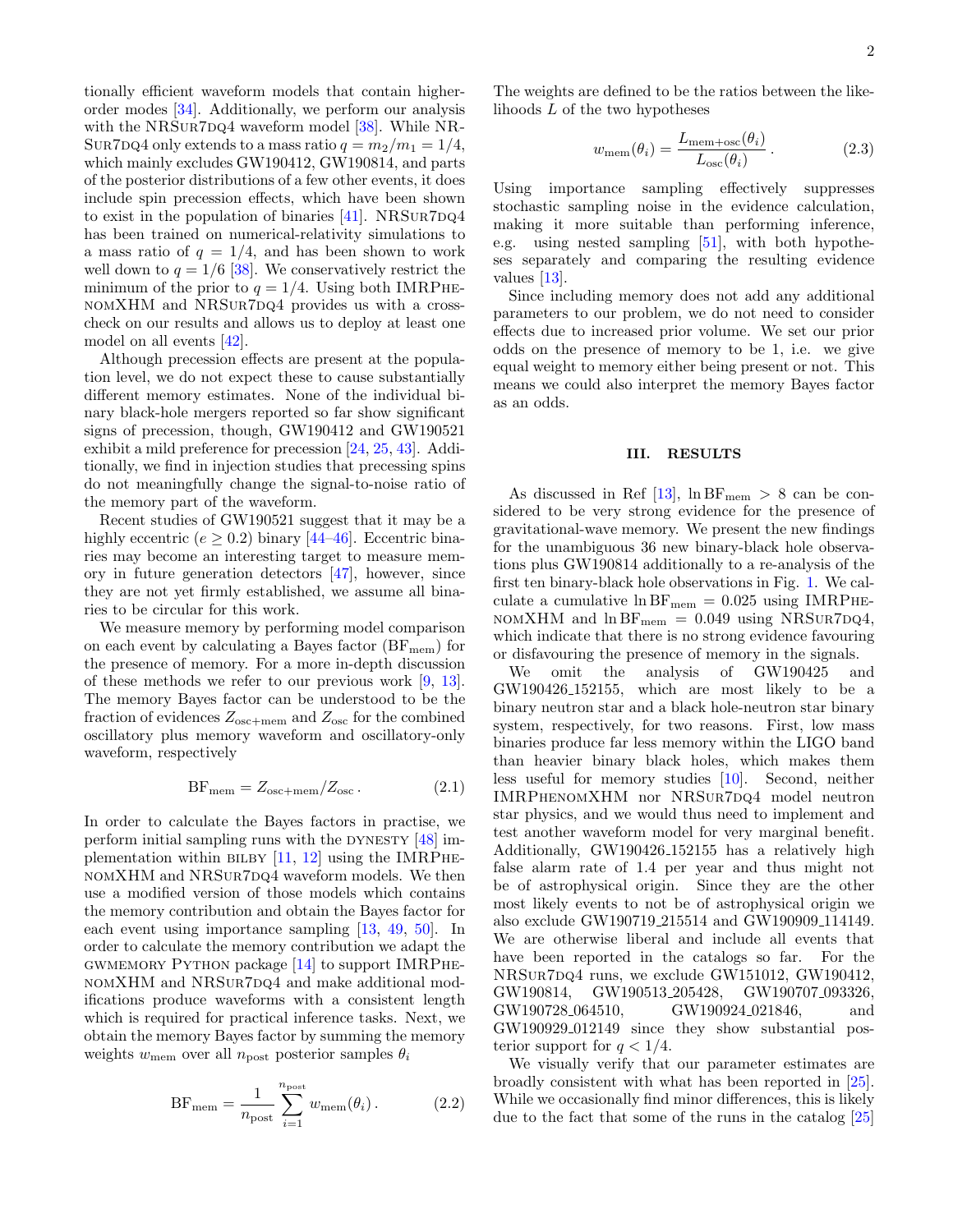tionally efficient waveform models that contain higher-order modes [34]. Additionally, we perform our analysis with the NRSur7dq4 waveform model [38]. While NRSur7dq4 only extends to a mass ratio $q = m_2/m_1 = 1/4$, which mainly excludes GW190412, GW190814, and parts of the posterior distributions of a few other events, it does include spin precession effects, which have been shown to exist in the population of binaries [41]. NRSur7dq4 has been trained on numerical-relativity simulations to a mass ratio of $q = 1/4$, and has been shown to work well down to $q = 1/6$ [38]. We conservatively restrict the minimum of the prior to $q = 1/4$. Using both IMRPhenomXHM and NRSur7dq4 provides us with a cross-check on our results and allows us to deploy at least one model on all events [42].

Although precession effects are present at the population level, we do not expect these to cause substantially different memory estimates. None of the individual binary black-hole mergers reported so far show significant signs of precession, though, GW190412 and GW190521 exhibit a mild preference for precession [24, 25, 43]. Additionally, we find in injection studies that precessing spins do not meaningfully change the signal-to-noise ratio of the memory part of the waveform.

Recent studies of GW190521 suggest that it may be a highly eccentric ($e \geq 0.2$) binary [44–46]. Eccentric binaries may become an interesting target to measure memory in future generation detectors [47], however, since they are not yet firmly established, we assume all binaries to be circular for this work.

We measure memory by performing model comparison on each event by calculating a Bayes factor ($\mathrm{BF}_{\mathrm{mem}}$) for the presence of memory. For a more in-depth discussion of these methods we refer to our previous work [9, 13]. The memory Bayes factor can be understood to be the fraction of evidences $Z_{\mathrm{osc+mem}}$ and $Z_{\mathrm{osc}}$ for the combined oscillatory plus memory waveform and oscillatory-only waveform, respectively

$$\mathrm{BF}_{\mathrm{mem}} = Z_{\mathrm{osc+mem}}/Z_{\mathrm{osc}}\,. \tag{2.1}$$

In order to calculate the Bayes factors in practise, we perform initial sampling runs with the dynesty [48] implementation within bilby [11, 12] using the IMRPhenomXHM and NRSur7dq4 waveform models. We then use a modified version of those models which contains the memory contribution and obtain the Bayes factor for each event using importance sampling [13, 49, 50]. In order to calculate the memory contribution we adapt the gwmemory Python package [14] to support IMRPhenomXHM and NRSur7dq4 and make additional modifications produce waveforms with a consistent length which is required for practical inference tasks. Next, we obtain the memory Bayes factor by summing the memory weights $w_{\mathrm{mem}}$ over all $n_{\mathrm{post}}$ posterior samples $\theta_i$

$$\mathrm{BF}_{\mathrm{mem}} = \frac{1}{n_{\mathrm{post}}} \sum_{i=1}^{n_{\mathrm{post}}} w_{\mathrm{mem}}(\theta_i)\,. \tag{2.2}$$

The weights are defined to be the ratios between the likelihoods $L$ of the two hypotheses

$$w_{\mathrm{mem}}(\theta_i) = \frac{L_{\mathrm{mem+osc}}(\theta_i)}{L_{\mathrm{osc}}(\theta_i)}\,. \tag{2.3}$$

Using importance sampling effectively suppresses stochastic sampling noise in the evidence calculation, making it more suitable than performing inference, e.g. using nested sampling [51], with both hypotheses separately and comparing the resulting evidence values [13].

Since including memory does not add any additional parameters to our problem, we do not need to consider effects due to increased prior volume. We set our prior odds on the presence of memory to be 1, i.e. we give equal weight to memory either being present or not. This means we could also interpret the memory Bayes factor as an odds.

## III. RESULTS

As discussed in Ref [13], $\ln \mathrm{BF}_{\mathrm{mem}} > 8$ can be considered to be very strong evidence for the presence of gravitational-wave memory. We present the new findings for the unambiguous 36 new binary-black hole observations plus GW190814 additionally to a re-analysis of the first ten binary-black hole observations in Fig. 1. We calculate a cumulative $\ln \mathrm{BF}_{\mathrm{mem}} = 0.025$ using IMRPhenomXHM and $\ln \mathrm{BF}_{\mathrm{mem}} = 0.049$ using NRSur7dq4, which indicate that there is no strong evidence favouring or disfavouring the presence of memory in the signals.

We omit the analysis of GW190425 and GW190426_152155, which are most likely to be a binary neutron star and a black hole-neutron star binary system, respectively, for two reasons. First, low mass binaries produce far less memory within the LIGO band than heavier binary black holes, which makes them less useful for memory studies [10]. Second, neither IMRPhenomXHM nor NRSur7dq4 model neutron star physics, and we would thus need to implement and test another waveform model for very marginal benefit. Additionally, GW190426_152155 has a relatively high false alarm rate of 1.4 per year and thus might not be of astrophysical origin. Since they are the other most likely events to not be of astrophysical origin we also exclude GW190719_215514 and GW190909_114149. We are otherwise liberal and include all events that have been reported in the catalogs so far. For the NRSur7dq4 runs, we exclude GW151012, GW190412, GW190814, GW190513_205428, GW190707_093326, GW190728_064510, GW190924_021846, and GW190929_012149 since they show substantial posterior support for $q < 1/4$.

We visually verify that our parameter estimates are broadly consistent with what has been reported in [25]. While we occasionally find minor differences, this is likely due to the fact that some of the runs in the catalog [25]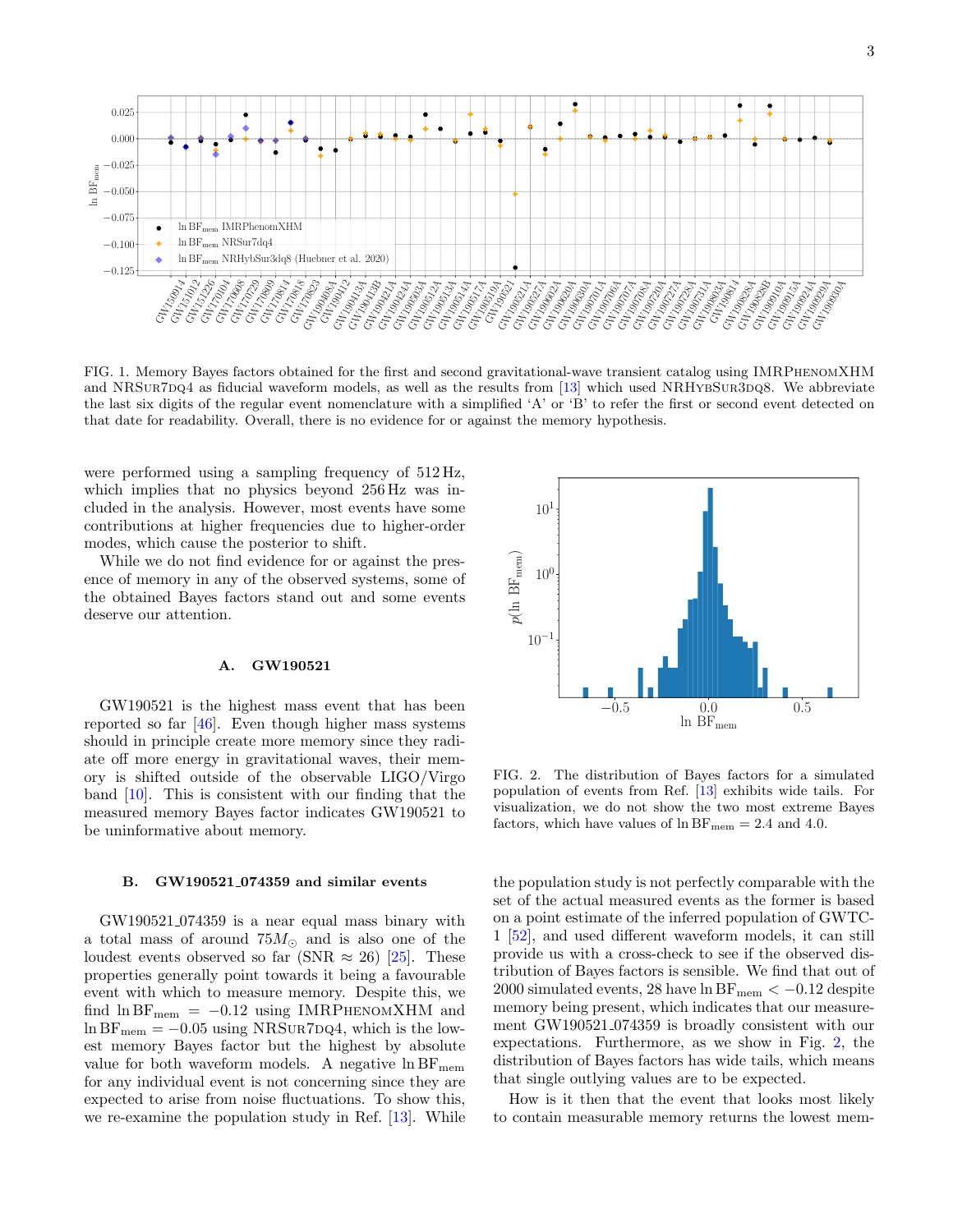FIG. 1. Memory Bayes factors obtained for the first and second gravitational-wave transient catalog using IMRPhenomXHM and NRSur7dq4 as fiducial waveform models, as well as the results from [13] which used NRHybSur3dq8. We abbreviate the last six digits of the regular event nomenclature with a simplified 'A' or 'B' to refer the first or second event detected on that date for readability. Overall, there is no evidence for or against the memory hypothesis.

were performed using a sampling frequency of 512 Hz, which implies that no physics beyond 256 Hz was included in the analysis. However, most events have some contributions at higher frequencies due to higher-order modes, which cause the posterior to shift.

While we do not find evidence for or against the presence of memory in any of the observed systems, some of the obtained Bayes factors stand out and some events deserve our attention.

### A. GW190521

GW190521 is the highest mass event that has been reported so far [46]. Even though higher mass systems should in principle create more memory since they radiate off more energy in gravitational waves, their memory is shifted outside of the observable LIGO/Virgo band [10]. This is consistent with our finding that the measured memory Bayes factor indicates GW190521 to be uninformative about memory.

### B. GW190521_074359 and similar events

GW190521_074359 is a near equal mass binary with a total mass of around $75 M_\odot$ and is also one of the loudest events observed so far (SNR $\approx 26$) [25]. These properties generally point towards it being a favourable event with which to measure memory. Despite this, we find $\ln \mathrm{BF}_{\mathrm{mem}} = -0.12$ using IMRPhenomXHM and $\ln \mathrm{BF}_{\mathrm{mem}} = -0.05$ using NRSur7dq4, which is the lowest memory Bayes factor but the highest by absolute value for both waveform models. A negative $\ln \mathrm{BF}_{\mathrm{mem}}$ for any individual event is not concerning since they are expected to arise from noise fluctuations. To show this, we re-examine the population study in Ref. [13]. While the population study is not perfectly comparable with the set of the actual measured events as the former is based on a point estimate of the inferred population of GWTC-1 [52], and used different waveform models, it can still provide us with a cross-check to see if the observed distribution of Bayes factors is sensible. We find that out of 2000 simulated events, 28 have $\ln \mathrm{BF}_{\mathrm{mem}} < -0.12$ despite memory being present, which indicates that our measurement GW190521_074359 is broadly consistent with our expectations. Furthermore, as we show in Fig. 2, the distribution of Bayes factors has wide tails, which means that single outlying values are to be expected.

FIG. 2. The distribution of Bayes factors for a simulated population of events from Ref. [13] exhibits wide tails. For visualization, we do not show the two most extreme Bayes factors, which have values of $\ln \mathrm{BF}_{\mathrm{mem}} = 2.4$ and $4.0$.

How is it then that the event that looks most likely to contain measurable memory returns the lowest mem-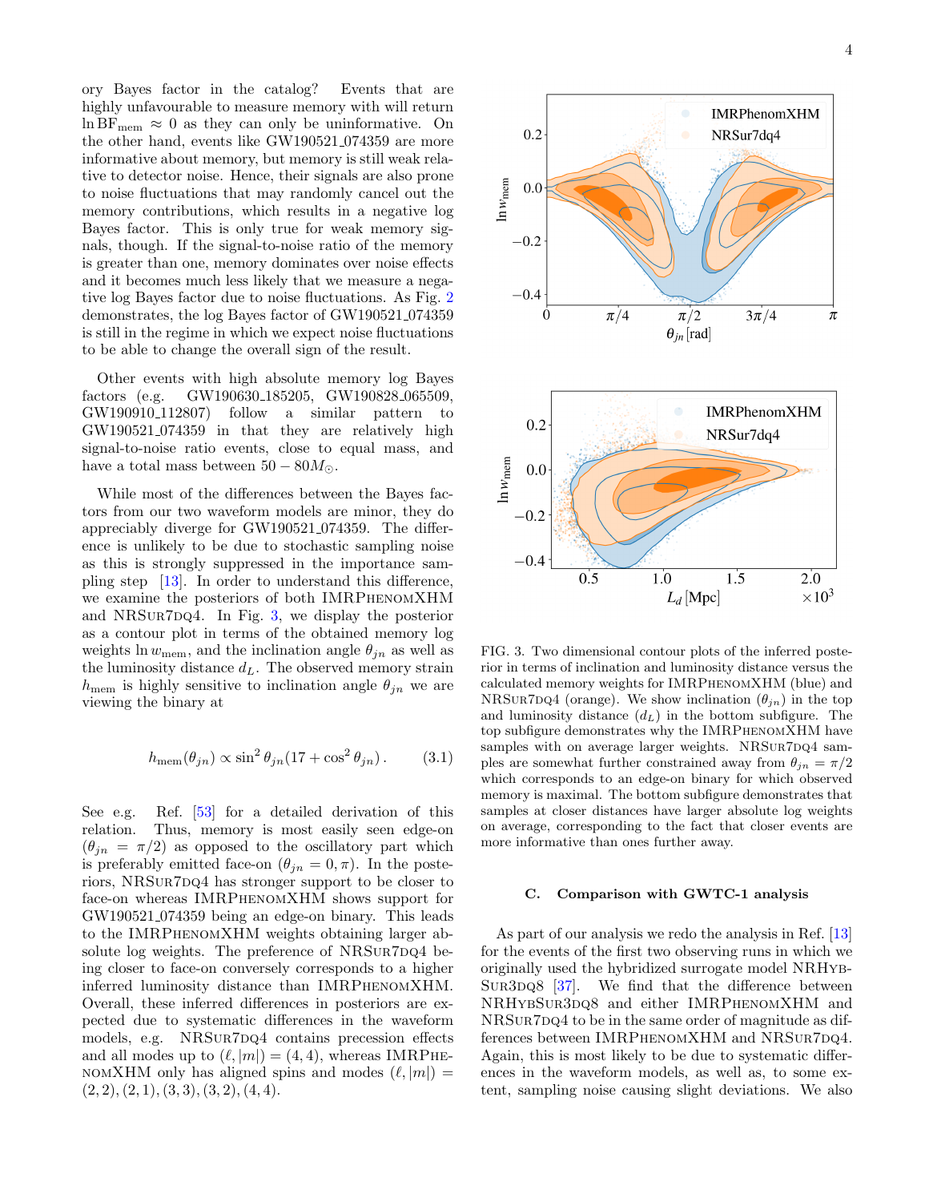ory Bayes factor in the catalog? Events that are highly unfavourable to measure memory with will return $\ln \text{BF}_{\text{mem}} \approx 0$ as they can only be uninformative. On the other hand, events like GW190521_074359 are more informative about memory, but memory is still weak relative to detector noise. Hence, their signals are also prone to noise fluctuations that may randomly cancel out the memory contributions, which results in a negative log Bayes factor. This is only true for weak memory signals, though. If the signal-to-noise ratio of the memory is greater than one, memory dominates over noise effects and it becomes much less likely that we measure a negative log Bayes factor due to noise fluctuations. As Fig. 2 demonstrates, the log Bayes factor of GW190521_074359 is still in the regime in which we expect noise fluctuations to be able to change the overall sign of the result.

Other events with high absolute memory log Bayes factors (e.g. GW190630_185205, GW190828_065509, GW190910_112807) follow a similar pattern to GW190521_074359 in that they are relatively high signal-to-noise ratio events, close to equal mass, and have a total mass between $50 - 80 M_{\odot}$.

While most of the differences between the Bayes factors from our two waveform models are minor, they do appreciably diverge for GW190521_074359. The difference is unlikely to be due to stochastic sampling noise as this is strongly suppressed in the importance sampling step [13]. In order to understand this difference, we examine the posteriors of both IMRPhenomXHM and NRSur7dq4. In Fig. 3, we display the posterior as a contour plot in terms of the obtained memory log weights $\ln w_{\text{mem}}$, and the inclination angle $\theta_{jn}$ as well as the luminosity distance $d_L$. The observed memory strain $h_{\text{mem}}$ is highly sensitive to inclination angle $\theta_{jn}$ we are viewing the binary at

$$h_{\text{mem}}(\theta_{jn}) \propto \sin^2 \theta_{jn} (17 + \cos^2 \theta_{jn}) \,. \tag{3.1}$$

See e.g. Ref. [53] for a detailed derivation of this relation. Thus, memory is most easily seen edge-on ($\theta_{jn} = \pi/2$) as opposed to the oscillatory part which is preferably emitted face-on ($\theta_{jn} = 0, \pi$). In the posteriors, NRSur7dq4 has stronger support to be closer to face-on whereas IMRPhenomXHM shows support for GW190521_074359 being an edge-on binary. This leads to the IMRPhenomXHM weights obtaining larger absolute log weights. The preference of NRSur7dq4 being closer to face-on conversely corresponds to a higher inferred luminosity distance than IMRPhenomXHM. Overall, these inferred differences in posteriors are expected due to systematic differences in the waveform models, e.g. NRSur7dq4 contains precession effects and all modes up to $(\ell, |m|) = (4, 4)$, whereas IMRPhenomXHM only has aligned spins and modes $(\ell, |m|) = (2, 2), (2, 1), (3, 3), (3, 2), (4, 4)$.

FIG. 3. Two dimensional contour plots of the inferred posterior in terms of inclination and luminosity distance versus the calculated memory weights for IMRPhenomXHM (blue) and NRSur7dq4 (orange). We show inclination ($\theta_{jn}$) in the top and luminosity distance ($d_L$) in the bottom subfigure. The top subfigure demonstrates why the IMRPhenomXHM have samples with on average larger weights. NRSur7dq4 samples are somewhat further constrained away from $\theta_{jn} = \pi/2$ which corresponds to an edge-on binary for which observed memory is maximal. The bottom subfigure demonstrates that samples at closer distances have larger absolute log weights on average, corresponding to the fact that closer events are more informative than ones further away.

### C. Comparison with GWTC-1 analysis

As part of our analysis we redo the analysis in Ref. [13] for the events of the first two observing runs in which we originally used the hybridized surrogate model NRHybSur3dq8 [37]. We find that the difference between NRHybSur3dq8 and either IMRPhenomXHM and NRSur7dq4 to be in the same order of magnitude as differences between IMRPhenomXHM and NRSur7dq4. Again, this is most likely to be due to systematic differences in the waveform models, as well as, to some extent, sampling noise causing slight deviations. We also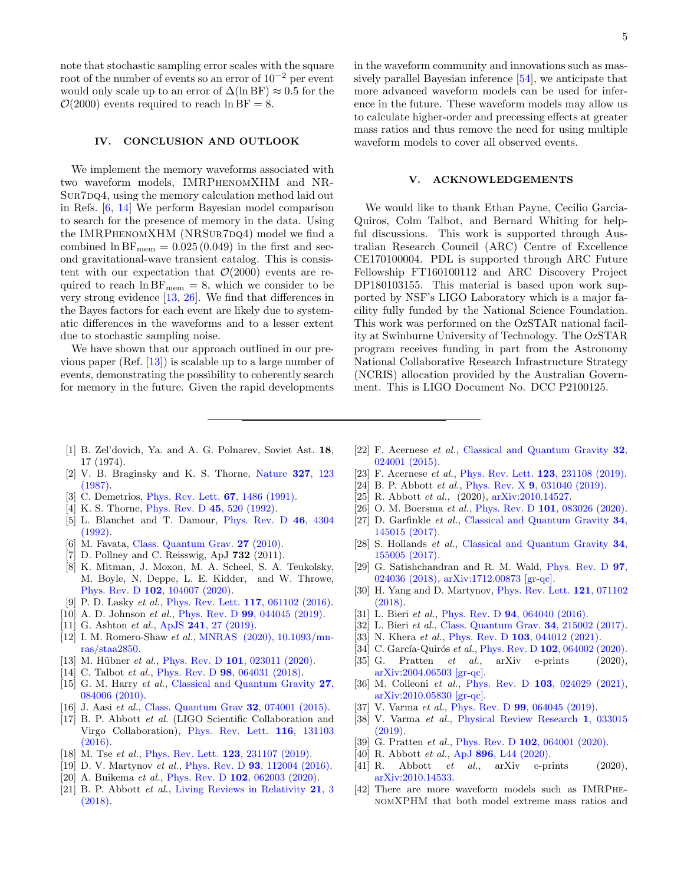note that stochastic sampling error scales with the square root of the number of events so an error of $10^{-2}$ per event would only scale up to an error of $\Delta(\ln \mathrm{BF}) \approx 0.5$ for the $\mathcal{O}(2000)$ events required to reach $\ln \mathrm{BF} = 8$.

## IV. CONCLUSION AND OUTLOOK

We implement the memory waveforms associated with two waveform models, IMRPhenomXHM and NRSur7dq4, using the memory calculation method laid out in Refs. [6, 14] We perform Bayesian model comparison to search for the presence of memory in the data. Using the IMRPhenomXHM (NRSur7dq4) model we find a combined $\ln \mathrm{BF}_{\mathrm{mem}} = 0.025\,(0.049)$ in the first and second gravitational-wave transient catalog. This is consistent with our expectation that $\mathcal{O}(2000)$ events are required to reach $\ln \mathrm{BF}_{\mathrm{mem}} = 8$, which we consider to be very strong evidence [13, 26]. We find that differences in the Bayes factors for each event are likely due to systematic differences in the waveforms and to a lesser extent due to stochastic sampling noise.

We have shown that our approach outlined in our previous paper (Ref. [13]) is scalable up to a large number of events, demonstrating the possibility to coherently search for memory in the future. Given the rapid developments in the waveform community and innovations such as massively parallel Bayesian inference [54], we anticipate that more advanced waveform models can be used for inference in the future. These waveform models may allow us to calculate higher-order and precessing effects at greater mass ratios and thus remove the need for using multiple waveform models to cover all observed events.

## V. ACKNOWLEDGEMENTS

We would like to thank Ethan Payne, Cecilio Garcia-Quiros, Colm Talbot, and Bernard Whiting for helpful discussions. This work is supported through Australian Research Council (ARC) Centre of Excellence CE170100004. PDL is supported through ARC Future Fellowship FT160100112 and ARC Discovery Project DP180103155. This material is based upon work supported by NSF's LIGO Laboratory which is a major facility fully funded by the National Science Foundation. This work was performed on the OzSTAR national facility at Swinburne University of Technology. The OzSTAR program receives funding in part from the Astronomy National Collaborative Research Infrastructure Strategy (NCRIS) allocation provided by the Australian Government. This is LIGO Document No. DCC P2100125.

---

[1] B. Zel'dovich, Ya. and A. G. Polnarev, Soviet Ast. **18**, 17 (1974).
[2] V. B. Braginsky and K. S. Thorne, Nature **327**, 123 (1987).
[3] C. Demetrios, Phys. Rev. Lett. **67**, 1486 (1991).
[4] K. S. Thorne, Phys. Rev. D **45**, 520 (1992).
[5] L. Blanchet and T. Damour, Phys. Rev. D **46**, 4304 (1992).
[6] M. Favata, Class. Quantum Grav. **27** (2010).
[7] D. Pollney and C. Reisswig, ApJ **732** (2011).
[8] K. Mitman, J. Moxon, M. A. Scheel, S. A. Teukolsky, M. Boyle, N. Deppe, L. E. Kidder, and W. Throwe, Phys. Rev. D **102**, 104007 (2020).
[9] P. D. Lasky *et al.*, Phys. Rev. Lett. **117**, 061102 (2016).
[10] A. D. Johnson *et al.*, Phys. Rev. D **99**, 044045 (2019).
[11] G. Ashton *et al.*, ApJS **241**, 27 (2019).
[12] I. M. Romero-Shaw *et al.*, MNRAS (2020), 10.1093/mnras/staa2850.
[13] M. Hübner *et al.*, Phys. Rev. D **101**, 023011 (2020).
[14] C. Talbot *et al.*, Phys. Rev. D **98**, 064031 (2018).
[15] G. M. Harry *et al.*, Classical and Quantum Gravity **27**, 084006 (2010).
[16] J. Aasi *et al.*, Class. Quantum Grav **32**, 074001 (2015).
[17] B. P. Abbott *et al.* (LIGO Scientific Collaboration and Virgo Collaboration), Phys. Rev. Lett. **116**, 131103 (2016).
[18] M. Tse *et al.*, Phys. Rev. Lett. **123**, 231107 (2019).
[19] D. V. Martynov *et al.*, Phys. Rev. D **93**, 112004 (2016).
[20] A. Buikema *et al.*, Phys. Rev. D **102**, 062003 (2020).
[21] B. P. Abbott *et al.*, Living Reviews in Relativity **21**, 3 (2018).
[22] F. Acernese *et al.*, Classical and Quantum Gravity **32**, 024001 (2015).
[23] F. Acernese *et al.*, Phys. Rev. Lett. **123**, 231108 (2019).
[24] B. P. Abbott *et al.*, Phys. Rev. X **9**, 031040 (2019).
[25] R. Abbott *et al.*, (2020), arXiv:2010.14527.
[26] O. M. Boersma *et al.*, Phys. Rev. D **101**, 083026 (2020).
[27] D. Garfinkle *et al.*, Classical and Quantum Gravity **34**, 145015 (2017).
[28] S. Hollands *et al.*, Classical and Quantum Gravity **34**, 155005 (2017).
[29] G. Satishchandran and R. M. Wald, Phys. Rev. D **97**, 024036 (2018), arXiv:1712.00873 [gr-qc].
[30] H. Yang and D. Martynov, Phys. Rev. Lett. **121**, 071102 (2018).
[31] L. Bieri *et al.*, Phys. Rev. D **94**, 064040 (2016).
[32] L. Bieri *et al.*, Class. Quantum Grav. **34**, 215002 (2017).
[33] N. Khera *et al.*, Phys. Rev. D **103**, 044012 (2021).
[34] C. García-Quirós *et al.*, Phys. Rev. D **102**, 064002 (2020).
[35] G. Pratten *et al.*, arXiv e-prints (2020), arXiv:2004.06503 [gr-qc].
[36] M. Colleoni *et al.*, Phys. Rev. D **103**, 024029 (2021), arXiv:2010.05830 [gr-qc].
[37] V. Varma *et al.*, Phys. Rev. D **99**, 064045 (2019).
[38] V. Varma *et al.*, Physical Review Research **1**, 033015 (2019).
[39] G. Pratten *et al.*, Phys. Rev. D **102**, 064001 (2020).
[40] R. Abbott *et al.*, ApJ **896**, L44 (2020).
[41] R. Abbott *et al.*, arXiv e-prints (2020), arXiv:2010.14533.
[42] There are more waveform models such as IMRPhenomXPHM that both model extreme mass ratios and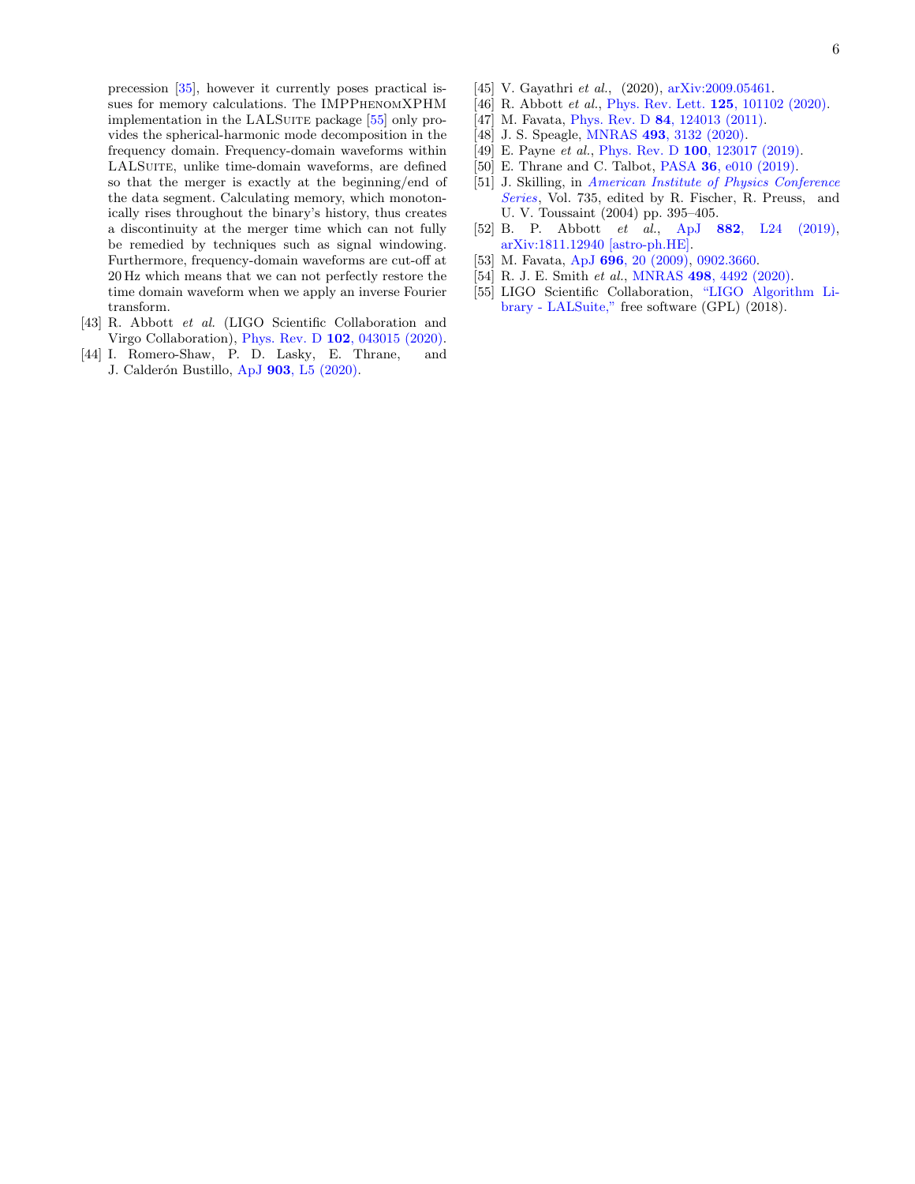precession [35], however it currently poses practical issues for memory calculations. The IMPPhenomXPHM implementation in the LALSuite package [55] only provides the spherical-harmonic mode decomposition in the frequency domain. Frequency-domain waveforms within LALSuite, unlike time-domain waveforms, are defined so that the merger is exactly at the beginning/end of the data segment. Calculating memory, which monotonically rises throughout the binary's history, thus creates a discontinuity at the merger time which can not fully be remedied by techniques such as signal windowing. Furthermore, frequency-domain waveforms are cut-off at 20 Hz which means that we can not perfectly restore the time domain waveform when we apply an inverse Fourier transform.

[43] R. Abbott *et al.* (LIGO Scientific Collaboration and Virgo Collaboration), Phys. Rev. D **102**, 043015 (2020).

[44] I. Romero-Shaw, P. D. Lasky, E. Thrane, and J. Calderón Bustillo, ApJ **903**, L5 (2020).

[45] V. Gayathri *et al.*, (2020), arXiv:2009.05461.

[46] R. Abbott *et al.*, Phys. Rev. Lett. **125**, 101102 (2020).

[47] M. Favata, Phys. Rev. D **84**, 124013 (2011).

[48] J. S. Speagle, MNRAS **493**, 3132 (2020).

[49] E. Payne *et al.*, Phys. Rev. D **100**, 123017 (2019).

[50] E. Thrane and C. Talbot, PASA **36**, e010 (2019).

[51] J. Skilling, in *American Institute of Physics Conference Series*, Vol. 735, edited by R. Fischer, R. Preuss, and U. V. Toussaint (2004) pp. 395–405.

[52] B. P. Abbott *et al.*, ApJ **882**, L24 (2019), arXiv:1811.12940 [astro-ph.HE].

[53] M. Favata, ApJ **696**, 20 (2009), 0902.3660.

[54] R. J. E. Smith *et al.*, MNRAS **498**, 4492 (2020).

[55] LIGO Scientific Collaboration, "LIGO Algorithm Library - LALSuite," free software (GPL) (2018).